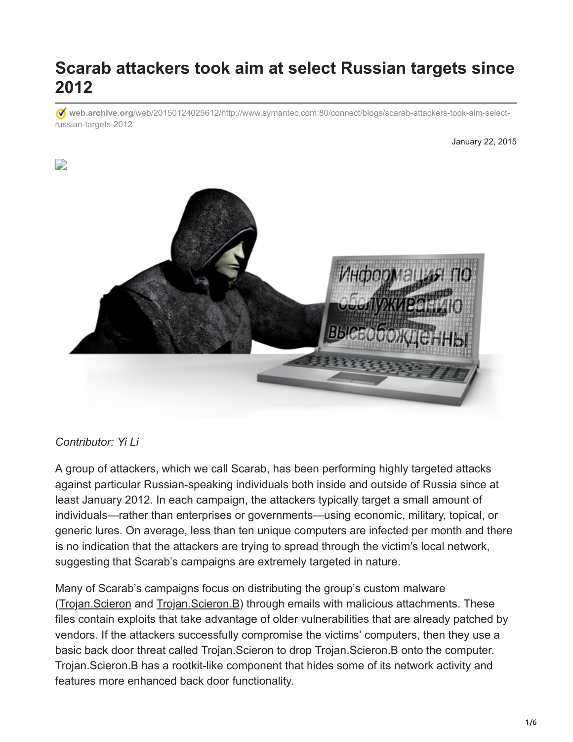# Scarab attackers took aim at select Russian targets since 2012

web.archive.org/web/20150124025612/http://www.symantec.com:80/connect/blogs/scarab-attackers-took-aim-select-russian-targets-2012

January 22, 2015

*Contributor: Yi Li*

A group of attackers, which we call Scarab, has been performing highly targeted attacks against particular Russian-speaking individuals both inside and outside of Russia since at least January 2012. In each campaign, the attackers typically target a small amount of individuals—rather than enterprises or governments—using economic, military, topical, or generic lures. On average, less than ten unique computers are infected per month and there is no indication that the attackers are trying to spread through the victim's local network, suggesting that Scarab's campaigns are extremely targeted in nature.

Many of Scarab's campaigns focus on distributing the group's custom malware (Trojan.Scieron and Trojan.Scieron.B) through emails with malicious attachments. These files contain exploits that take advantage of older vulnerabilities that are already patched by vendors. If the attackers successfully compromise the victims' computers, then they use a basic back door threat called Trojan.Scieron to drop Trojan.Scieron.B onto the computer. Trojan.Scieron.B has a rootkit-like component that hides some of its network activity and features more enhanced back door functionality.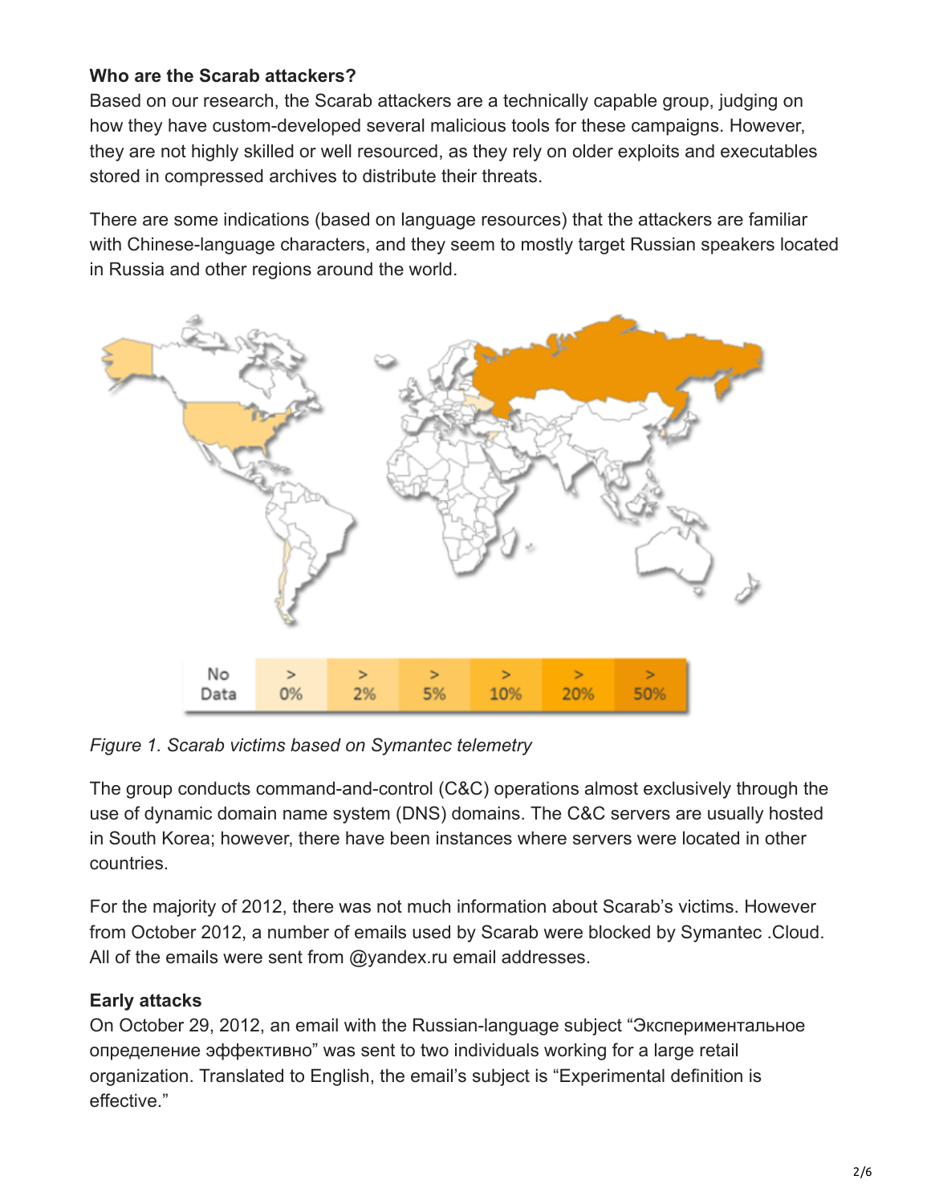**Who are the Scarab attackers?**

Based on our research, the Scarab attackers are a technically capable group, judging on how they have custom-developed several malicious tools for these campaigns. However, they are not highly skilled or well resourced, as they rely on older exploits and executables stored in compressed archives to distribute their threats.

There are some indications (based on language resources) that the attackers are familiar with Chinese-language characters, and they seem to mostly target Russian speakers located in Russia and other regions around the world.

*Figure 1. Scarab victims based on Symantec telemetry*

The group conducts command-and-control (C&C) operations almost exclusively through the use of dynamic domain name system (DNS) domains. The C&C servers are usually hosted in South Korea; however, there have been instances where servers were located in other countries.

For the majority of 2012, there was not much information about Scarab's victims. However from October 2012, a number of emails used by Scarab were blocked by Symantec .Cloud. All of the emails were sent from @yandex.ru email addresses.

**Early attacks**

On October 29, 2012, an email with the Russian-language subject "Экспериментальное определение эффективно" was sent to two individuals working for a large retail organization. Translated to English, the email's subject is "Experimental definition is effective."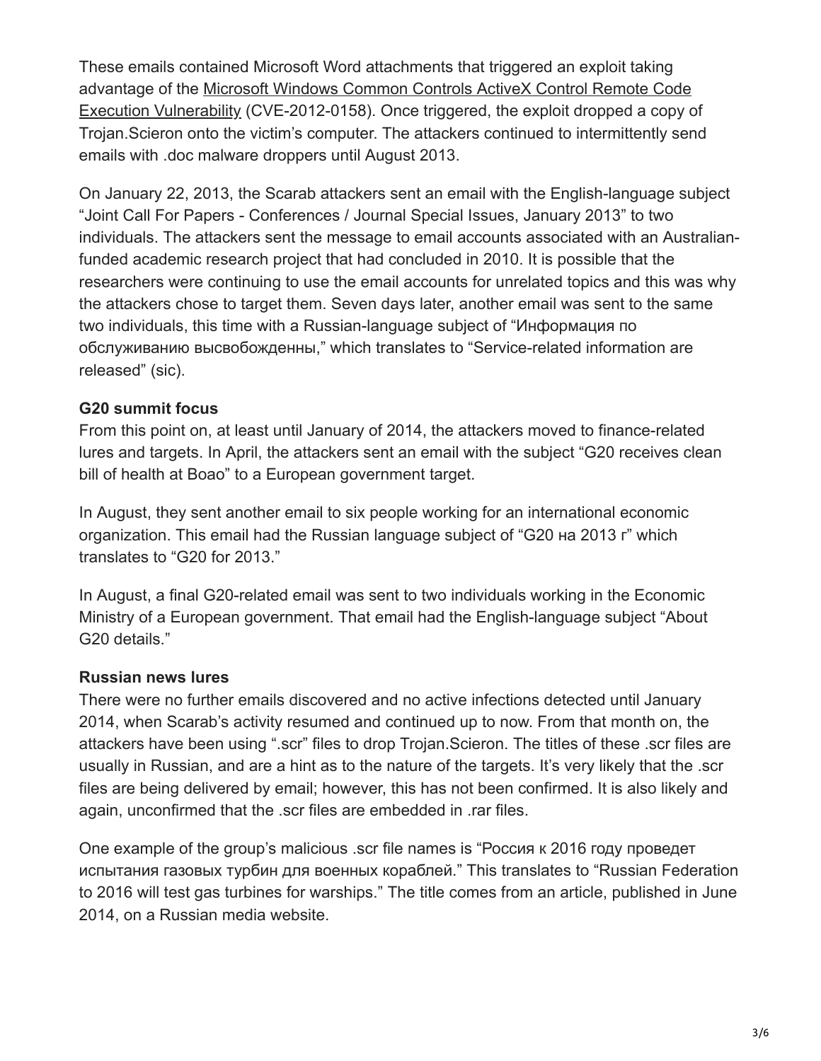These emails contained Microsoft Word attachments that triggered an exploit taking advantage of the [Microsoft Windows Common Controls ActiveX Control Remote Code Execution Vulnerability](#) (CVE-2012-0158). Once triggered, the exploit dropped a copy of Trojan.Scieron onto the victim's computer. The attackers continued to intermittently send emails with .doc malware droppers until August 2013.

On January 22, 2013, the Scarab attackers sent an email with the English-language subject "Joint Call For Papers - Conferences / Journal Special Issues, January 2013" to two individuals. The attackers sent the message to email accounts associated with an Australian-funded academic research project that had concluded in 2010. It is possible that the researchers were continuing to use the email accounts for unrelated topics and this was why the attackers chose to target them. Seven days later, another email was sent to the same two individuals, this time with a Russian-language subject of "Информация по обслуживанию высвобожденны," which translates to "Service-related information are released" (sic).

**G20 summit focus**

From this point on, at least until January of 2014, the attackers moved to finance-related lures and targets. In April, the attackers sent an email with the subject "G20 receives clean bill of health at Boao" to a European government target.

In August, they sent another email to six people working for an international economic organization. This email had the Russian language subject of "G20 на 2013 г" which translates to "G20 for 2013."

In August, a final G20-related email was sent to two individuals working in the Economic Ministry of a European government. That email had the English-language subject "About G20 details."

**Russian news lures**

There were no further emails discovered and no active infections detected until January 2014, when Scarab's activity resumed and continued up to now. From that month on, the attackers have been using ".scr" files to drop Trojan.Scieron. The titles of these .scr files are usually in Russian, and are a hint as to the nature of the targets. It's very likely that the .scr files are being delivered by email; however, this has not been confirmed. It is also likely and again, unconfirmed that the .scr files are embedded in .rar files.

One example of the group's malicious .scr file names is "Россия к 2016 году проведет испытания газовых турбин для военных кораблей." This translates to "Russian Federation to 2016 will test gas turbines for warships." The title comes from an article, published in June 2014, on a Russian media website.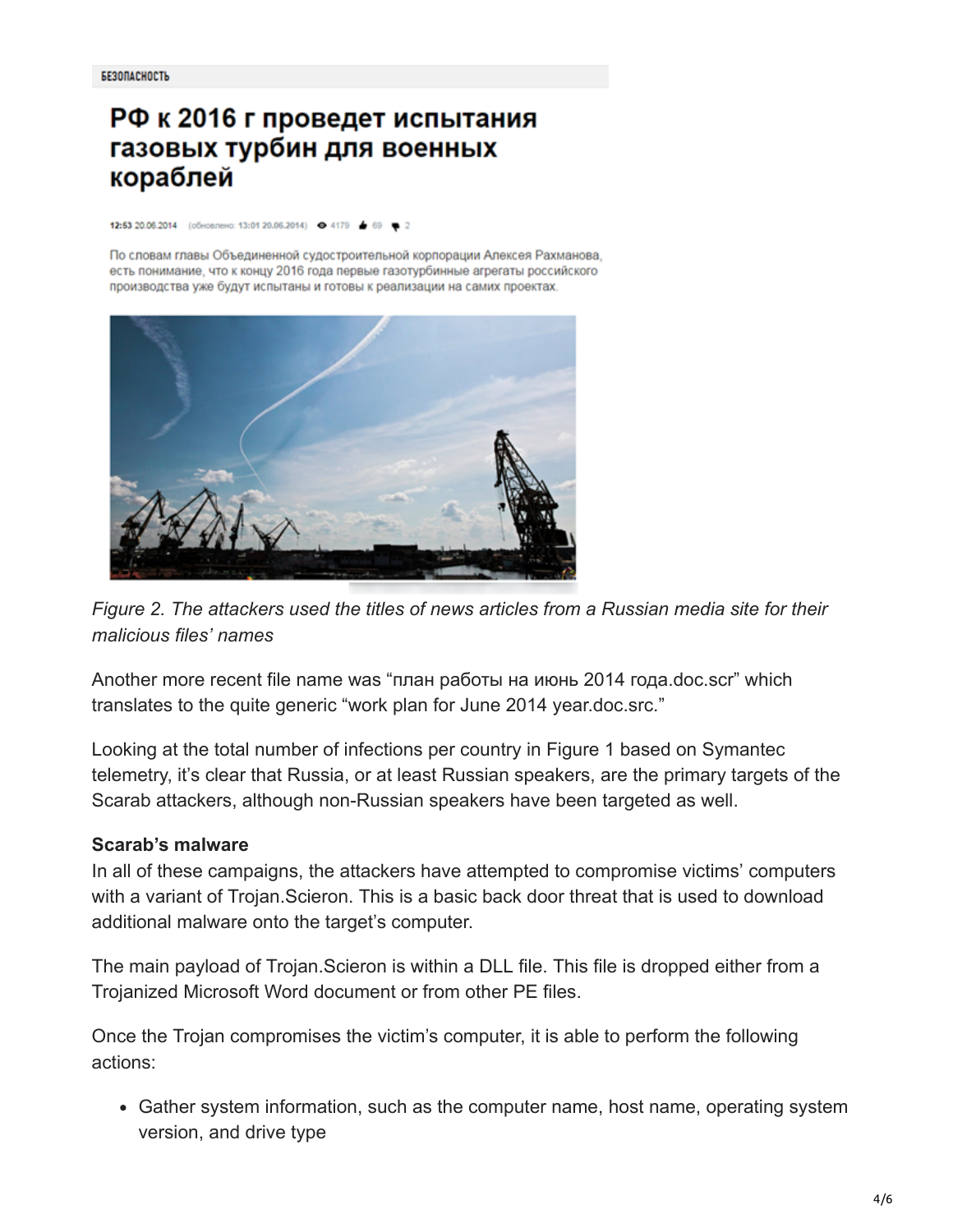БЕЗОПАСНОСТЬ

# РФ к 2016 г проведет испытания газовых турбин для военных кораблей

12:53 20.06.2014 (обновлено: 13:01 20.06.2014) 4179 69 2

По словам главы Объединенной судостроительной корпорации Алексея Рахманова, есть понимание, что к концу 2016 года первые газотурбинные агрегаты российского производства уже будут испытаны и готовы к реализации на самих проектах.

*Figure 2. The attackers used the titles of news articles from a Russian media site for their malicious files' names*

Another more recent file name was "план работы на июнь 2014 года.doc.scr" which translates to the quite generic "work plan for June 2014 year.doc.src."

Looking at the total number of infections per country in Figure 1 based on Symantec telemetry, it's clear that Russia, or at least Russian speakers, are the primary targets of the Scarab attackers, although non-Russian speakers have been targeted as well.

**Scarab's malware**

In all of these campaigns, the attackers have attempted to compromise victims' computers with a variant of Trojan.Scieron. This is a basic back door threat that is used to download additional malware onto the target's computer.

The main payload of Trojan.Scieron is within a DLL file. This file is dropped either from a Trojanized Microsoft Word document or from other PE files.

Once the Trojan compromises the victim's computer, it is able to perform the following actions:

- Gather system information, such as the computer name, host name, operating system version, and drive type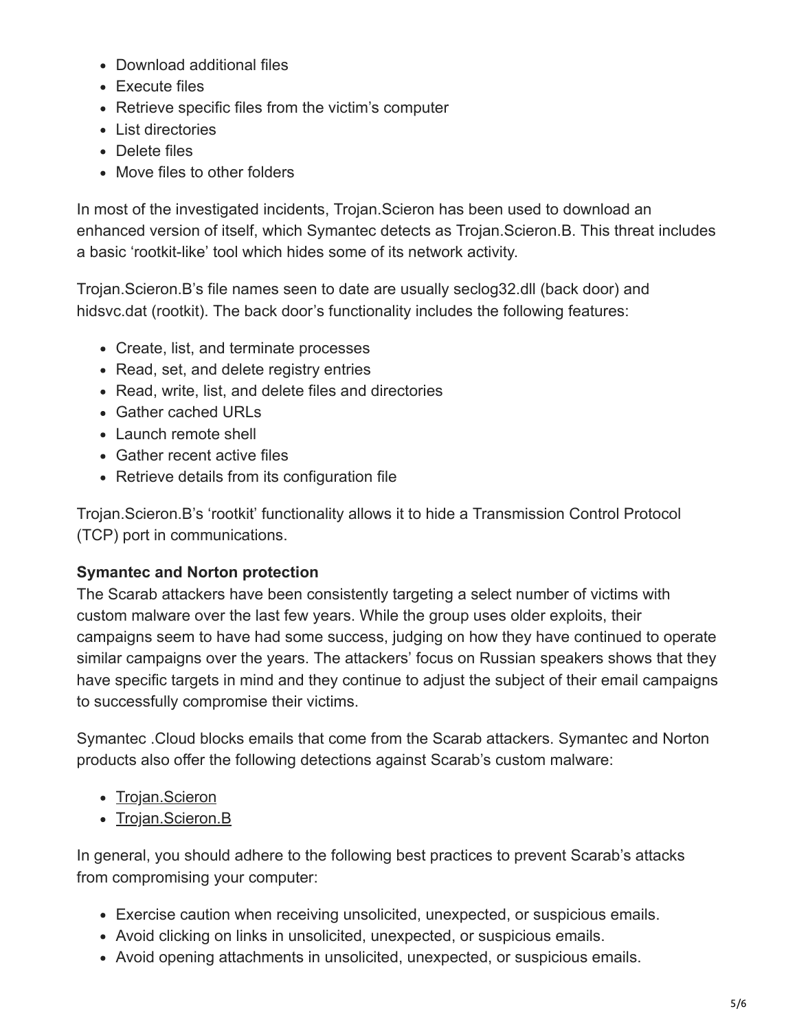- Download additional files
- Execute files
- Retrieve specific files from the victim's computer
- List directories
- Delete files
- Move files to other folders

In most of the investigated incidents, Trojan.Scieron has been used to download an enhanced version of itself, which Symantec detects as Trojan.Scieron.B. This threat includes a basic 'rootkit-like' tool which hides some of its network activity.

Trojan.Scieron.B's file names seen to date are usually seclog32.dll (back door) and hidsvc.dat (rootkit). The back door's functionality includes the following features:

- Create, list, and terminate processes
- Read, set, and delete registry entries
- Read, write, list, and delete files and directories
- Gather cached URLs
- Launch remote shell
- Gather recent active files
- Retrieve details from its configuration file

Trojan.Scieron.B's 'rootkit' functionality allows it to hide a Transmission Control Protocol (TCP) port in communications.

**Symantec and Norton protection**

The Scarab attackers have been consistently targeting a select number of victims with custom malware over the last few years. While the group uses older exploits, their campaigns seem to have had some success, judging on how they have continued to operate similar campaigns over the years. The attackers' focus on Russian speakers shows that they have specific targets in mind and they continue to adjust the subject of their email campaigns to successfully compromise their victims.

Symantec .Cloud blocks emails that come from the Scarab attackers. Symantec and Norton products also offer the following detections against Scarab's custom malware:

- Trojan.Scieron
- Trojan.Scieron.B

In general, you should adhere to the following best practices to prevent Scarab's attacks from compromising your computer:

- Exercise caution when receiving unsolicited, unexpected, or suspicious emails.
- Avoid clicking on links in unsolicited, unexpected, or suspicious emails.
- Avoid opening attachments in unsolicited, unexpected, or suspicious emails.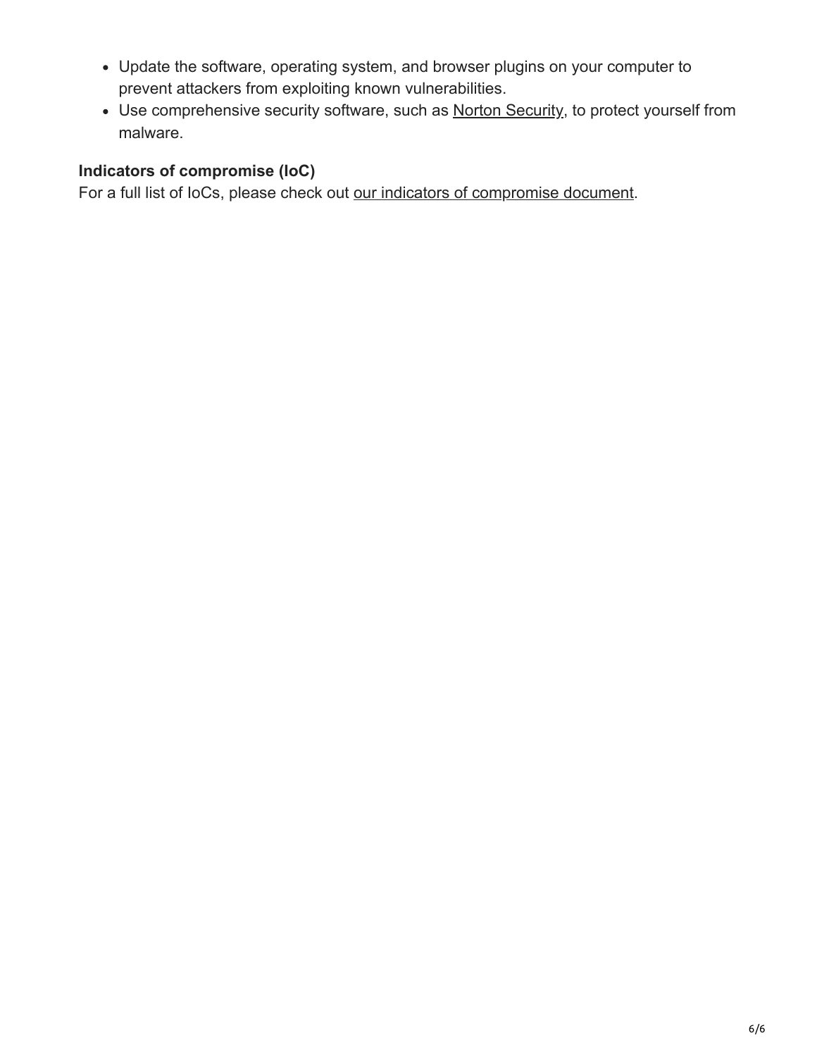- Update the software, operating system, and browser plugins on your computer to prevent attackers from exploiting known vulnerabilities.
- Use comprehensive security software, such as Norton Security, to protect yourself from malware.

**Indicators of compromise (IoC)**

For a full list of IoCs, please check out our indicators of compromise document.